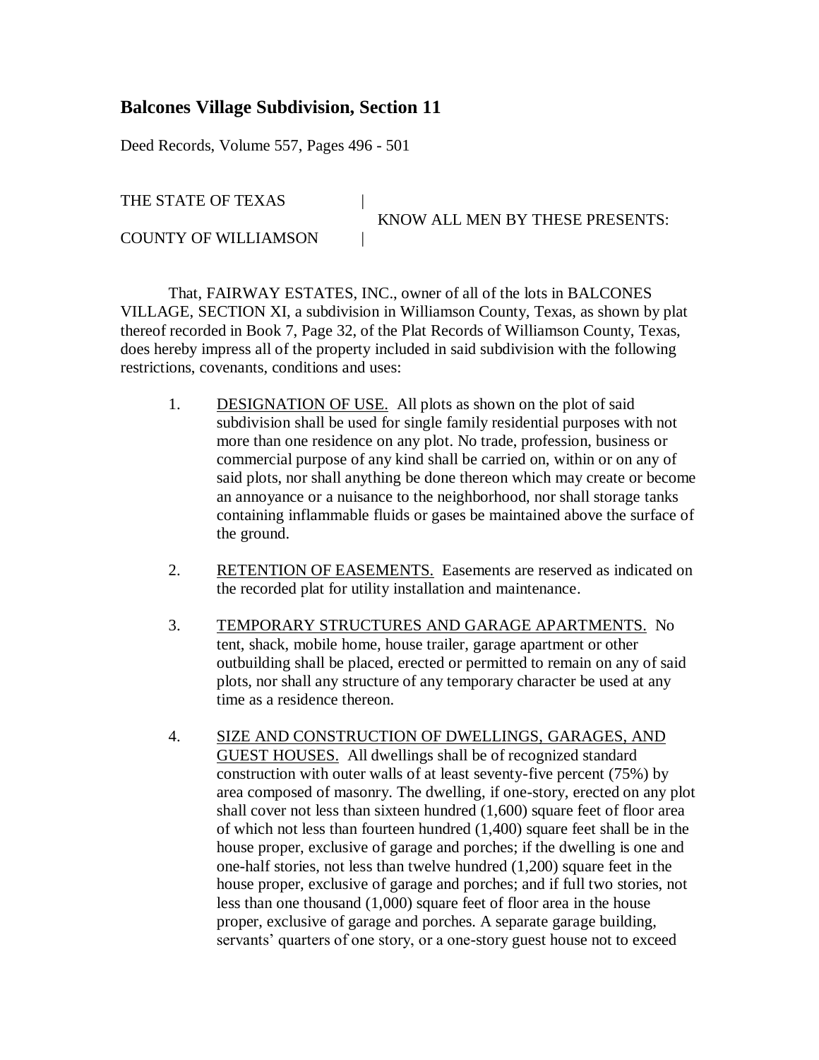# Balcones Village Subdivision, Section 11

Deed Records, Volume 557, Pages 496 - 501

THE STATE OF TEXAS | KNOW ALL MEN BY THESE PRESENTS:
COUNTY OF WILLIAMSON |

That, FAIRWAY ESTATES, INC., owner of all of the lots in BALCONES VILLAGE, SECTION XI, a subdivision in Williamson County, Texas, as shown by plat thereof recorded in Book 7, Page 32, of the Plat Records of Williamson County, Texas, does hereby impress all of the property included in said subdivision with the following restrictions, covenants, conditions and uses:

1. DESIGNATION OF USE. All plots as shown on the plot of said subdivision shall be used for single family residential purposes with not more than one residence on any plot. No trade, profession, business or commercial purpose of any kind shall be carried on, within or on any of said plots, nor shall anything be done thereon which may create or become an annoyance or a nuisance to the neighborhood, nor shall storage tanks containing inflammable fluids or gases be maintained above the surface of the ground.

2. RETENTION OF EASEMENTS. Easements are reserved as indicated on the recorded plat for utility installation and maintenance.

3. TEMPORARY STRUCTURES AND GARAGE APARTMENTS. No tent, shack, mobile home, house trailer, garage apartment or other outbuilding shall be placed, erected or permitted to remain on any of said plots, nor shall any structure of any temporary character be used at any time as a residence thereon.

4. SIZE AND CONSTRUCTION OF DWELLINGS, GARAGES, AND GUEST HOUSES. All dwellings shall be of recognized standard construction with outer walls of at least seventy-five percent (75%) by area composed of masonry. The dwelling, if one-story, erected on any plot shall cover not less than sixteen hundred (1,600) square feet of floor area of which not less than fourteen hundred (1,400) square feet shall be in the house proper, exclusive of garage and porches; if the dwelling is one and one-half stories, not less than twelve hundred (1,200) square feet in the house proper, exclusive of garage and porches; and if full two stories, not less than one thousand (1,000) square feet of floor area in the house proper, exclusive of garage and porches. A separate garage building, servants' quarters of one story, or a one-story guest house not to exceed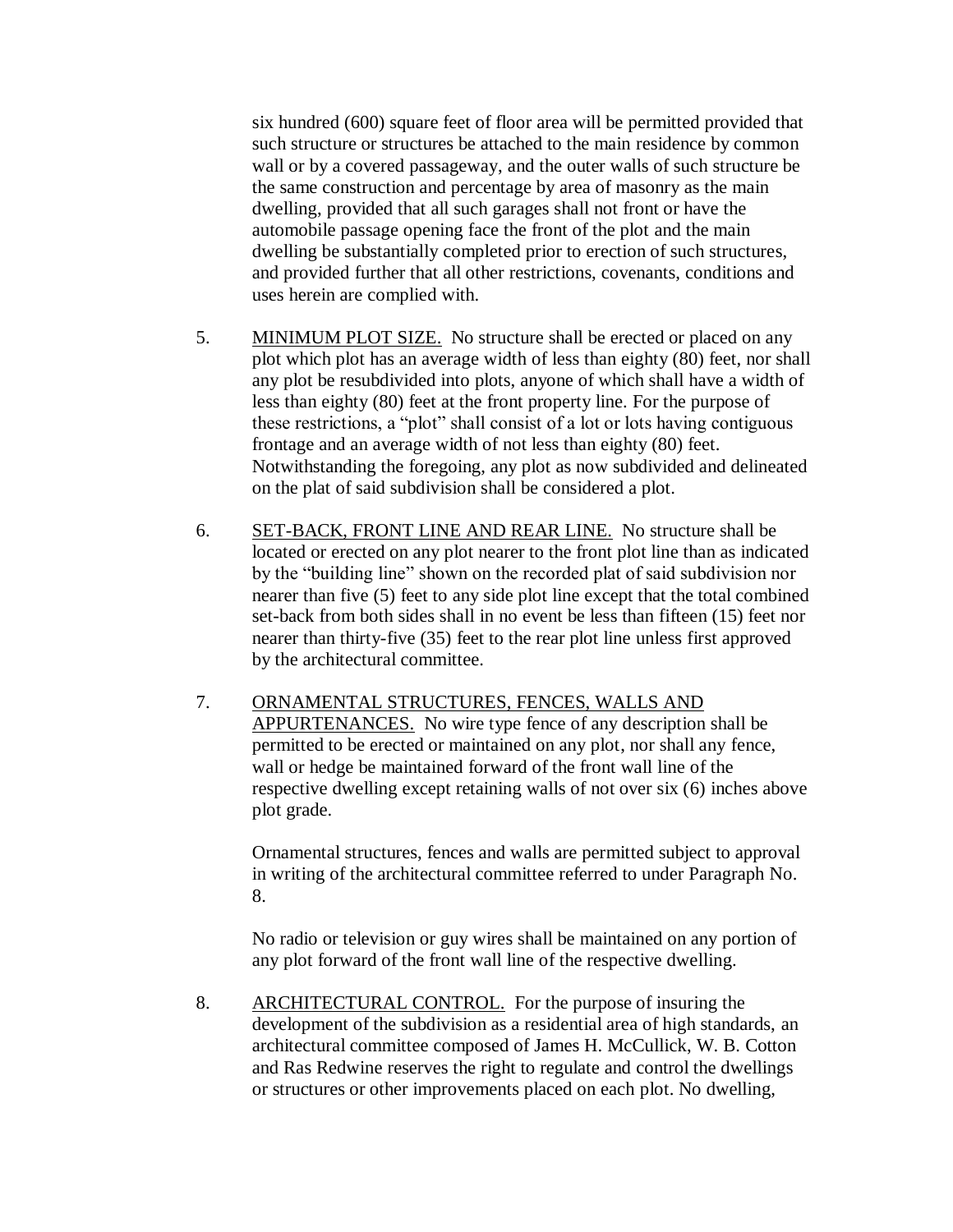six hundred (600) square feet of floor area will be permitted provided that such structure or structures be attached to the main residence by common wall or by a covered passageway, and the outer walls of such structure be the same construction and percentage by area of masonry as the main dwelling, provided that all such garages shall not front or have the automobile passage opening face the front of the plot and the main dwelling be substantially completed prior to erection of such structures, and provided further that all other restrictions, covenants, conditions and uses herein are complied with.

5. MINIMUM PLOT SIZE. No structure shall be erected or placed on any plot which plot has an average width of less than eighty (80) feet, nor shall any plot be resubdivided into plots, anyone of which shall have a width of less than eighty (80) feet at the front property line. For the purpose of these restrictions, a “plot” shall consist of a lot or lots having contiguous frontage and an average width of not less than eighty (80) feet. Notwithstanding the foregoing, any plot as now subdivided and delineated on the plat of said subdivision shall be considered a plot.

6. SET-BACK, FRONT LINE AND REAR LINE. No structure shall be located or erected on any plot nearer to the front plot line than as indicated by the “building line” shown on the recorded plat of said subdivision nor nearer than five (5) feet to any side plot line except that the total combined set-back from both sides shall in no event be less than fifteen (15) feet nor nearer than thirty-five (35) feet to the rear plot line unless first approved by the architectural committee.

7. ORNAMENTAL STRUCTURES, FENCES, WALLS AND APPURTENANCES. No wire type fence of any description shall be permitted to be erected or maintained on any plot, nor shall any fence, wall or hedge be maintained forward of the front wall line of the respective dwelling except retaining walls of not over six (6) inches above plot grade.

   Ornamental structures, fences and walls are permitted subject to approval in writing of the architectural committee referred to under Paragraph No. 8.

   No radio or television or guy wires shall be maintained on any portion of any plot forward of the front wall line of the respective dwelling.

8. ARCHITECTURAL CONTROL. For the purpose of insuring the development of the subdivision as a residential area of high standards, an architectural committee composed of James H. McCullick, W. B. Cotton and Ras Redwine reserves the right to regulate and control the dwellings or structures or other improvements placed on each plot. No dwelling,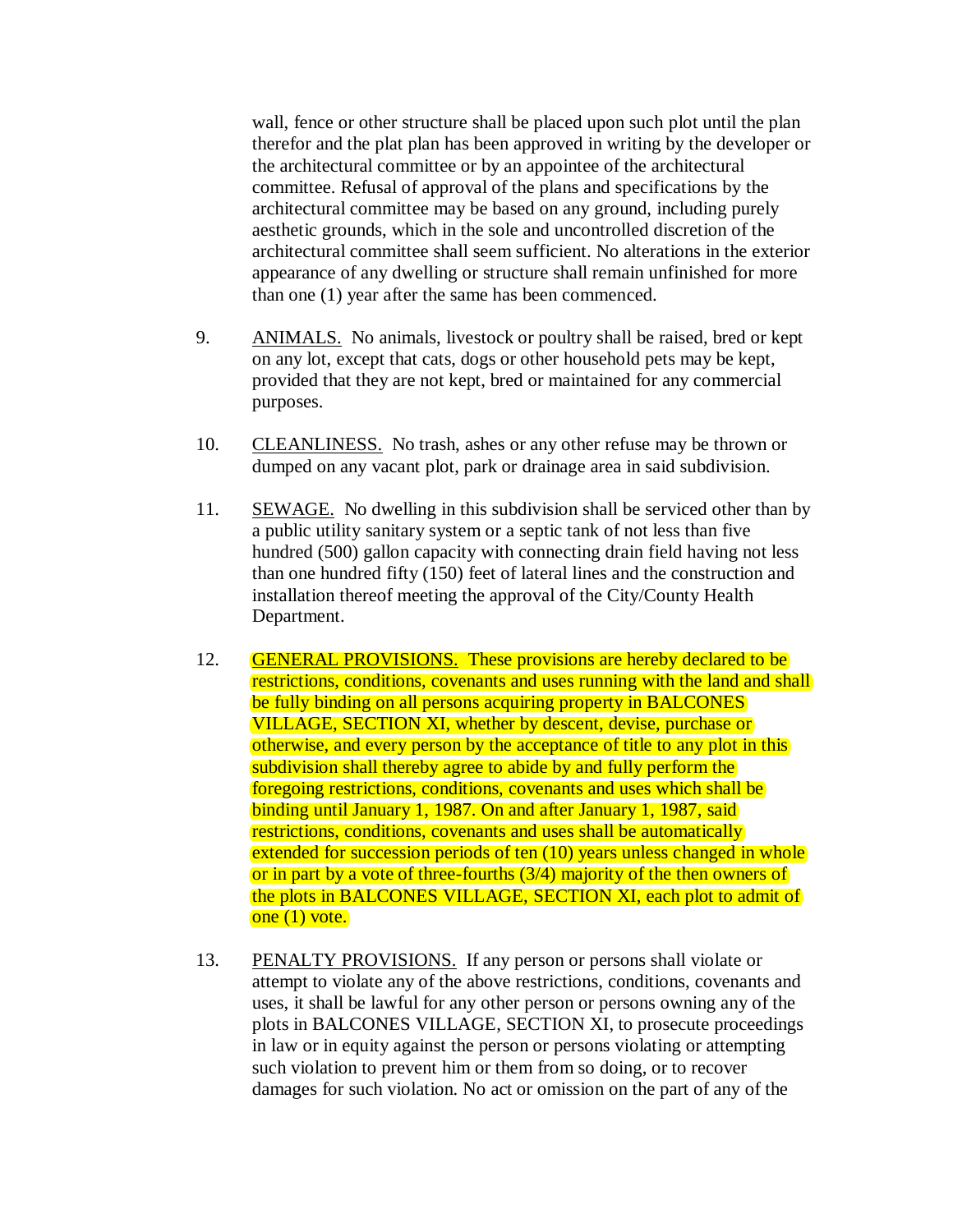wall, fence or other structure shall be placed upon such plot until the plan therefor and the plat plan has been approved in writing by the developer or the architectural committee or by an appointee of the architectural committee. Refusal of approval of the plans and specifications by the architectural committee may be based on any ground, including purely aesthetic grounds, which in the sole and uncontrolled discretion of the architectural committee shall seem sufficient. No alterations in the exterior appearance of any dwelling or structure shall remain unfinished for more than one (1) year after the same has been commenced.

9. ANIMALS. No animals, livestock or poultry shall be raised, bred or kept on any lot, except that cats, dogs or other household pets may be kept, provided that they are not kept, bred or maintained for any commercial purposes.

10. CLEANLINESS. No trash, ashes or any other refuse may be thrown or dumped on any vacant plot, park or drainage area in said subdivision.

11. SEWAGE. No dwelling in this subdivision shall be serviced other than by a public utility sanitary system or a septic tank of not less than five hundred (500) gallon capacity with connecting drain field having not less than one hundred fifty (150) feet of lateral lines and the construction and installation thereof meeting the approval of the City/County Health Department.

12. GENERAL PROVISIONS. These provisions are hereby declared to be restrictions, conditions, covenants and uses running with the land and shall be fully binding on all persons acquiring property in BALCONES VILLAGE, SECTION XI, whether by descent, devise, purchase or otherwise, and every person by the acceptance of title to any plot in this subdivision shall thereby agree to abide by and fully perform the foregoing restrictions, conditions, covenants and uses which shall be binding until January 1, 1987. On and after January 1, 1987, said restrictions, conditions, covenants and uses shall be automatically extended for succession periods of ten (10) years unless changed in whole or in part by a vote of three-fourths (3/4) majority of the then owners of the plots in BALCONES VILLAGE, SECTION XI, each plot to admit of one (1) vote.

13. PENALTY PROVISIONS. If any person or persons shall violate or attempt to violate any of the above restrictions, conditions, covenants and uses, it shall be lawful for any other person or persons owning any of the plots in BALCONES VILLAGE, SECTION XI, to prosecute proceedings in law or in equity against the person or persons violating or attempting such violation to prevent him or them from so doing, or to recover damages for such violation. No act or omission on the part of any of the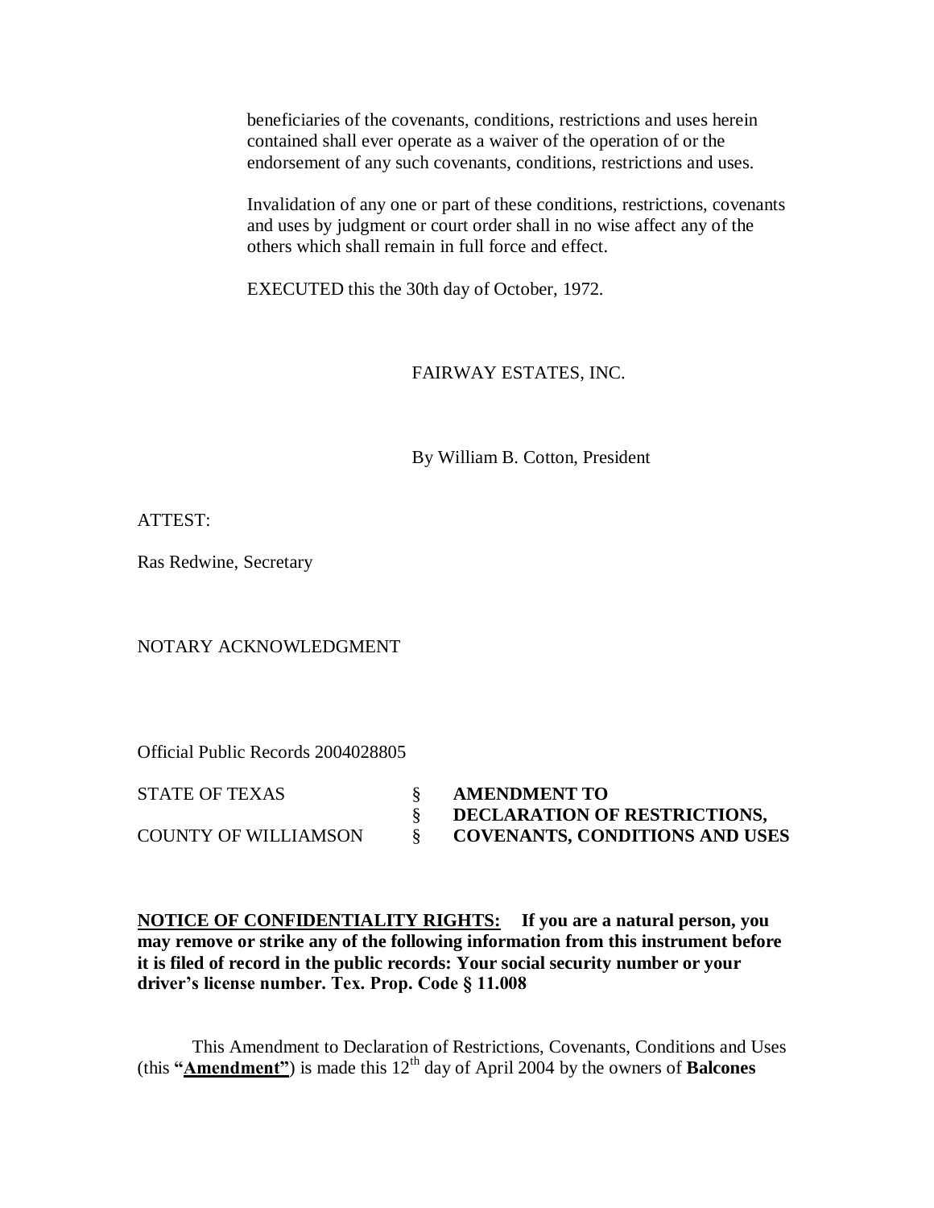beneficiaries of the covenants, conditions, restrictions and uses herein contained shall ever operate as a waiver of the operation of or the endorsement of any such covenants, conditions, restrictions and uses.

Invalidation of any one or part of these conditions, restrictions, covenants and uses by judgment or court order shall in no wise affect any of the others which shall remain in full force and effect.

EXECUTED this the 30th day of October, 1972.

FAIRWAY ESTATES, INC.

By William B. Cotton, President

ATTEST:

Ras Redwine, Secretary

NOTARY ACKNOWLEDGMENT

Official Public Records 2004028805

| | | |
|---|---|---|
| STATE OF TEXAS | § | **AMENDMENT TO** |
| | § | **DECLARATION OF RESTRICTIONS,** |
| COUNTY OF WILLIAMSON | § | **COVENANTS, CONDITIONS AND USES** |

**<u>NOTICE OF CONFIDENTIALITY RIGHTS:</u> If you are a natural person, you may remove or strike any of the following information from this instrument before it is filed of record in the public records: Your social security number or your driver's license number. Tex. Prop. Code § 11.008**

This Amendment to Declaration of Restrictions, Covenants, Conditions and Uses (this **"<u>Amendment</u>"**) is made this 12th day of April 2004 by the owners of **Balcones**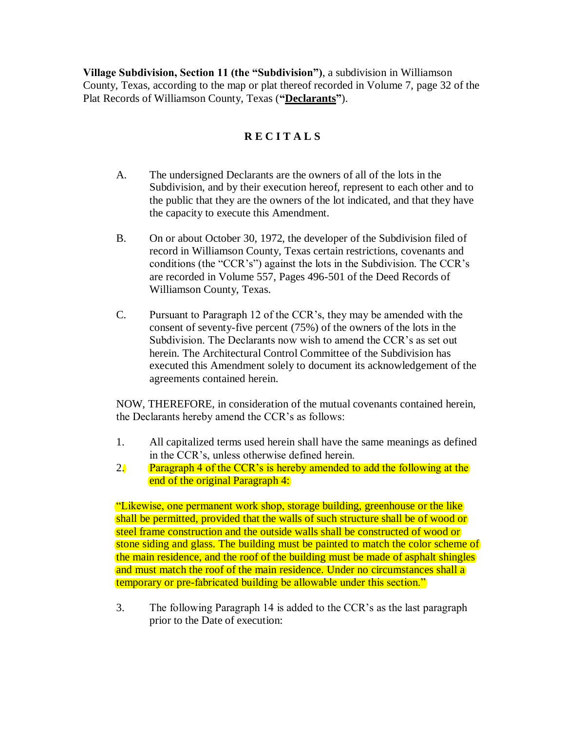**Village Subdivision, Section 11 (the "Subdivision")**, a subdivision in Williamson County, Texas, according to the map or plat thereof recorded in Volume 7, page 32 of the Plat Records of Williamson County, Texas (**"Declarants"**).

## RECITALS

A. The undersigned Declarants are the owners of all of the lots in the Subdivision, and by their execution hereof, represent to each other and to the public that they are the owners of the lot indicated, and that they have the capacity to execute this Amendment.

B. On or about October 30, 1972, the developer of the Subdivision filed of record in Williamson County, Texas certain restrictions, covenants and conditions (the "CCR's") against the lots in the Subdivision. The CCR's are recorded in Volume 557, Pages 496-501 of the Deed Records of Williamson County, Texas.

C. Pursuant to Paragraph 12 of the CCR's, they may be amended with the consent of seventy-five percent (75%) of the owners of the lots in the Subdivision. The Declarants now wish to amend the CCR's as set out herein. The Architectural Control Committee of the Subdivision has executed this Amendment solely to document its acknowledgement of the agreements contained herein.

NOW, THEREFORE, in consideration of the mutual covenants contained herein, the Declarants hereby amend the CCR's as follows:

1. All capitalized terms used herein shall have the same meanings as defined in the CCR's, unless otherwise defined herein.
2. Paragraph 4 of the CCR's is hereby amended to add the following at the end of the original Paragraph 4:

"Likewise, one permanent work shop, storage building, greenhouse or the like shall be permitted, provided that the walls of such structure shall be of wood or steel frame construction and the outside walls shall be constructed of wood or stone siding and glass. The building must be painted to match the color scheme of the main residence, and the roof of the building must be made of asphalt shingles and must match the roof of the main residence. Under no circumstances shall a temporary or pre-fabricated building be allowable under this section."

3. The following Paragraph 14 is added to the CCR's as the last paragraph prior to the Date of execution: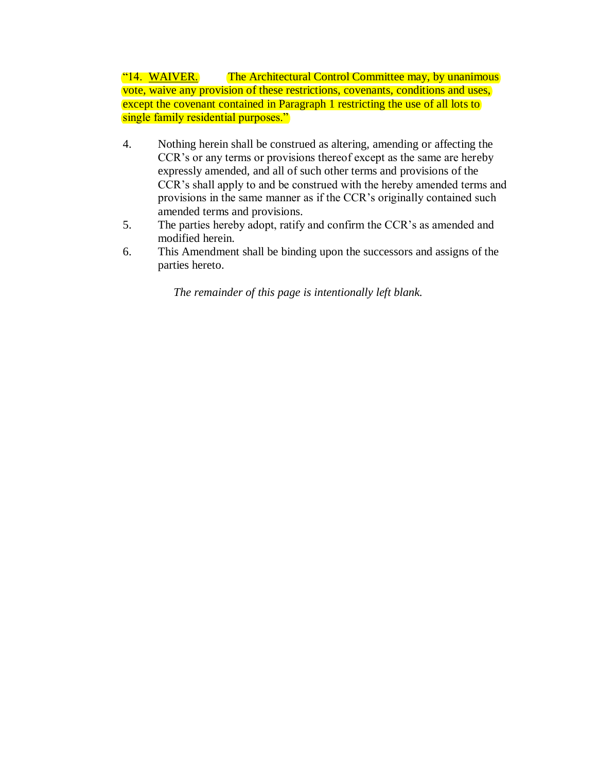"14. WAIVER. The Architectural Control Committee may, by unanimous vote, waive any provision of these restrictions, covenants, conditions and uses, except the covenant contained in Paragraph 1 restricting the use of all lots to single family residential purposes."

4. Nothing herein shall be construed as altering, amending or affecting the CCR's or any terms or provisions thereof except as the same are hereby expressly amended, and all of such other terms and provisions of the CCR's shall apply to and be construed with the hereby amended terms and provisions in the same manner as if the CCR's originally contained such amended terms and provisions.
5. The parties hereby adopt, ratify and confirm the CCR's as amended and modified herein.
6. This Amendment shall be binding upon the successors and assigns of the parties hereto.

*The remainder of this page is intentionally left blank.*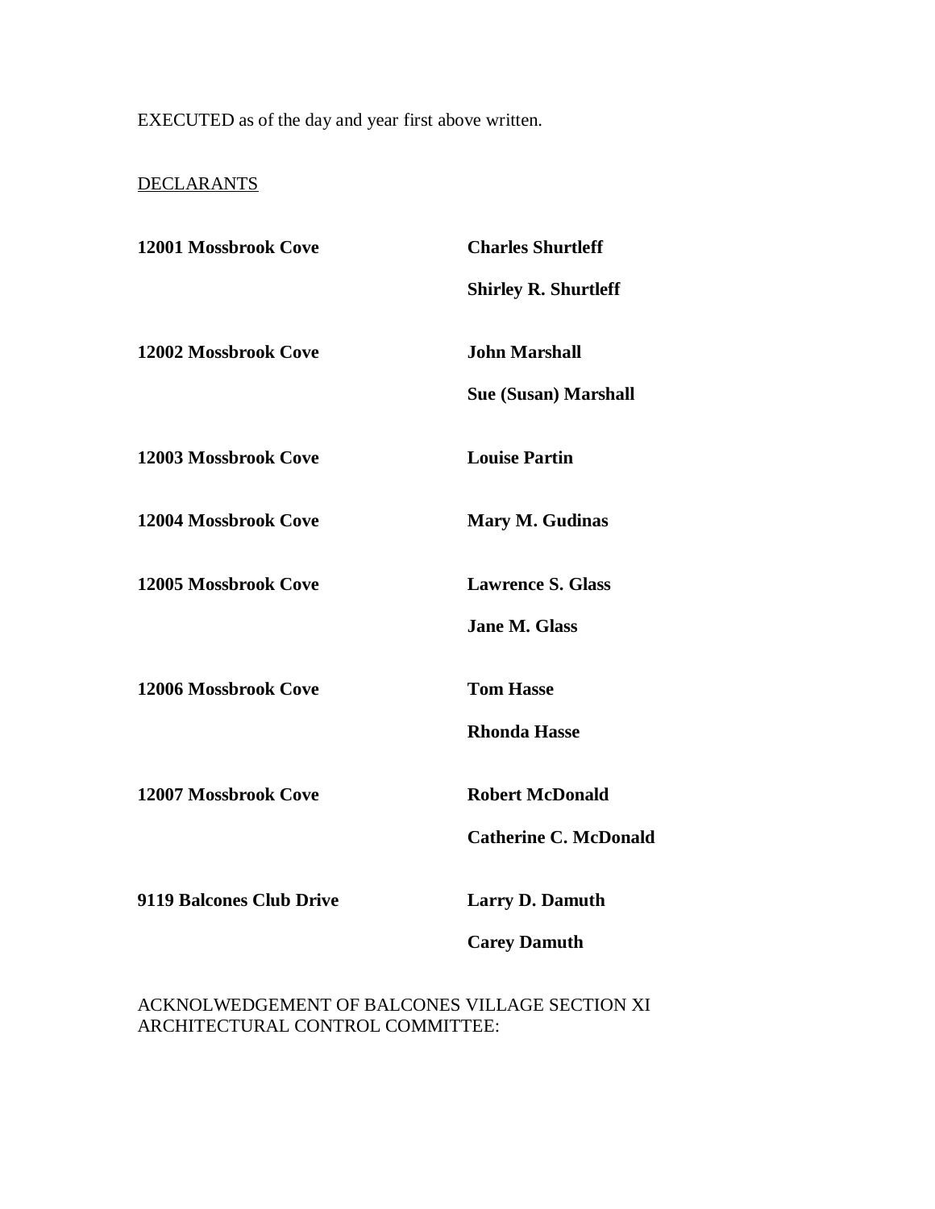EXECUTED as of the day and year first above written.

DECLARANTS

| | |
|---|---|
| **12001 Mossbrook Cove** | **Charles Shurtleff** |
| | **Shirley R. Shurtleff** |
| **12002 Mossbrook Cove** | **John Marshall** |
| | **Sue (Susan) Marshall** |
| **12003 Mossbrook Cove** | **Louise Partin** |
| **12004 Mossbrook Cove** | **Mary M. Gudinas** |
| **12005 Mossbrook Cove** | **Lawrence S. Glass** |
| | **Jane M. Glass** |
| **12006 Mossbrook Cove** | **Tom Hasse** |
| | **Rhonda Hasse** |
| **12007 Mossbrook Cove** | **Robert McDonald** |
| | **Catherine C. McDonald** |
| **9119 Balcones Club Drive** | **Larry D. Damuth** |
| | **Carey Damuth** |

ACKNOLWEDGEMENT OF BALCONES VILLAGE SECTION XI ARCHITECTURAL CONTROL COMMITTEE: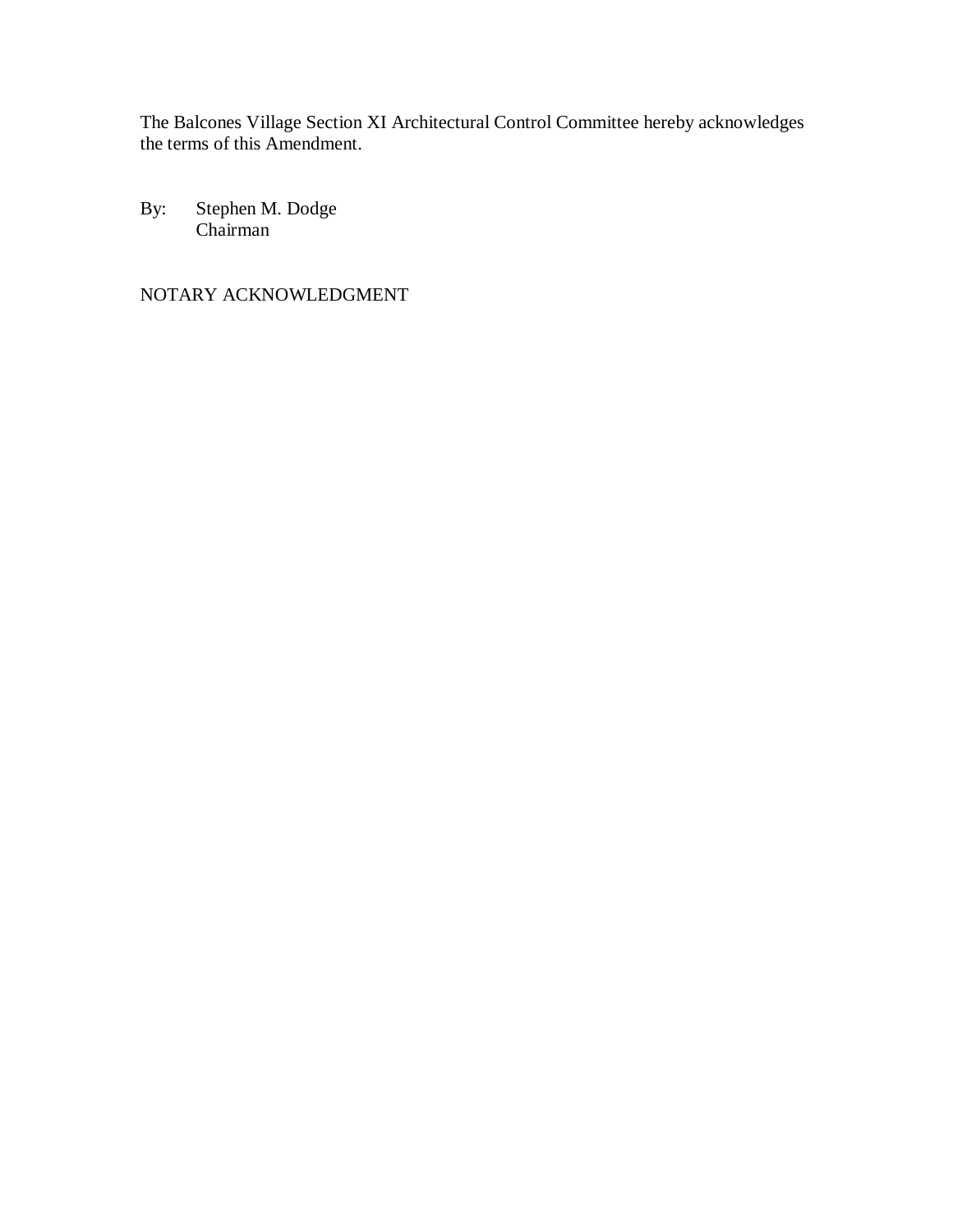The Balcones Village Section XI Architectural Control Committee hereby acknowledges the terms of this Amendment.

By: Stephen M. Dodge
Chairman

NOTARY ACKNOWLEDGMENT